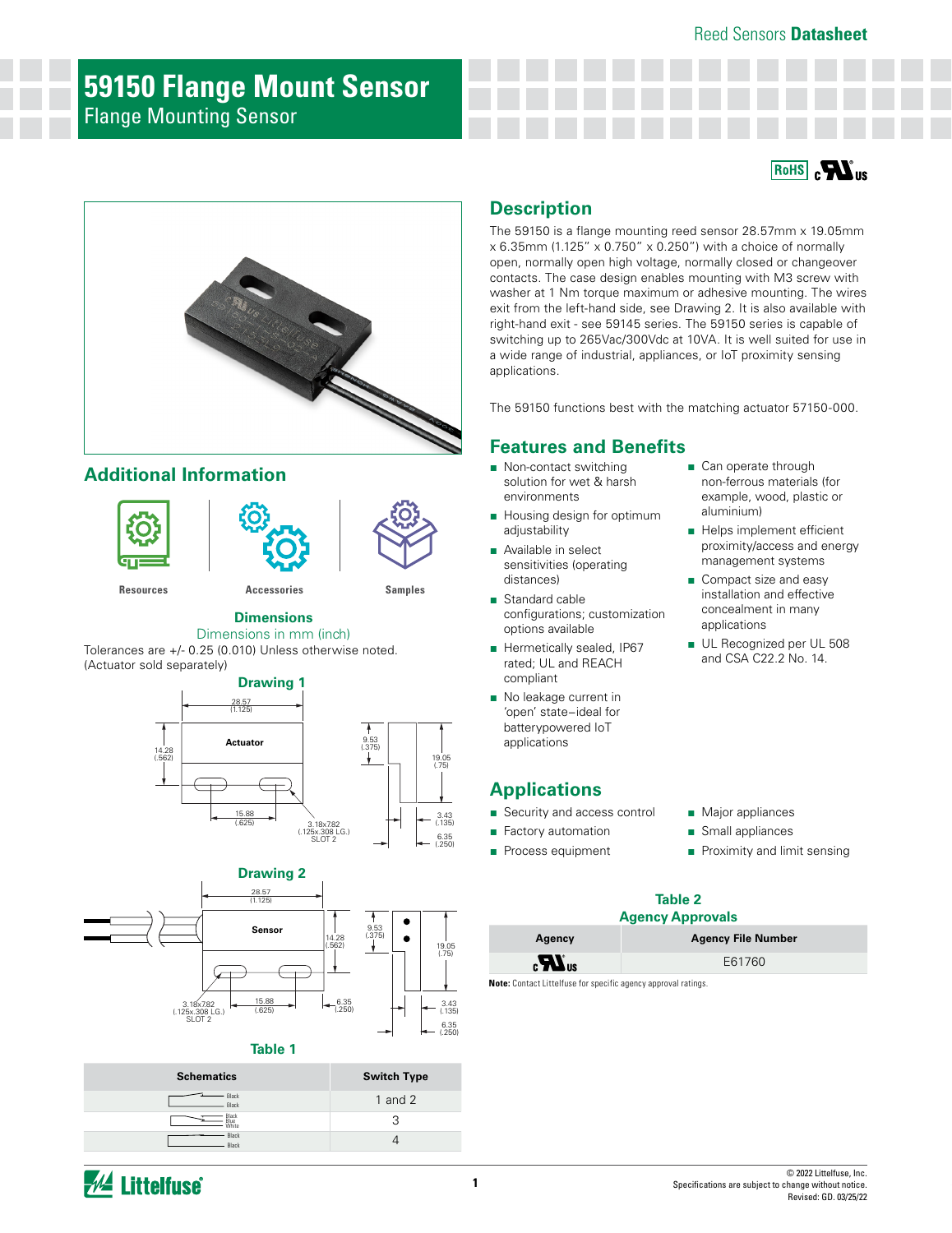# 59150 Flange Mount Sensor

Flange Mounting Sensor

## Description

The 59150 is a flange mounting reed sensor 28.57mm x 19.05mm x 6.35mm (1.125" x 0.750" x 0.250") with a choice of normally open, normally open high voltage, normally closed or changeover contacts. The case design enables mounting with M3 screw with washer at 1 Nm torque maximum or adhesive mounting. The wires exit from the left-hand side, see Drawing 2. It is also available with right-hand exit - see 59145 series. The 59150 series is capable of switching up to 265Vac/300Vdc at 10VA. It is well suited for use in a wide range of industrial, appliances, or IoT proximity sensing applications.

The 59150 functions best with the matching actuator 57150-000.

## Features and Benefits

- Non-contact switching solution for wet & harsh environments
- Housing design for optimum adjustability
- Available in select sensitivities (operating distances)
- Standard cable configurations; customization options available
- Hermetically sealed, IP67 rated; UL and REACH compliant
- No leakage current in 'open' state–ideal for batterypowered IoT applications
- Can operate through non-ferrous materials (for example, wood, plastic or aluminium)
- Helps implement efficient proximity/access and energy management systems
- Compact size and easy installation and effective concealment in many applications
- UL Recognized per UL 508 and CSA C22.2 No. 14.

## Applications

- Security and access control
- Factory automation
- Process equipment
- Major appliances
- Small appliances
- Proximity and limit sensing

## Additional Information

Resources | Accessories | Samples

### Dimensions

Dimensions in mm (inch)

Tolerances are +/- 0.25 (0.010) Unless otherwise noted.
(Actuator sold separately)

**Drawing 1**

Actuator: 28.57 (1.125); 14.28 (.562); 15.88 (.625); 3.18x7.82 (.125x.308 LG.) SLOT 2; 9.53 (.375); 19.05 (.75); 3.43 (.135); 6.35 (.250)

**Drawing 2**

Sensor: 28.57 (1.125); 14.28 (.562); 15.88 (.625); 3.18x7.82 (.125x.308 LG.) SLOT 2; 6.35 (.250); 9.53 (.375); 19.05 (.75); 3.43 (.135); 6.35 (.250)

### Table 1

| Schematics | Switch Type |
|---|---|
| Black, Black | 1 and 2 |
| Black, Blue, White | 3 |
| Black, Black | 4 |

### Table 2
### Agency Approvals

| Agency | Agency File Number |
|---|---|
| cURus | E61760 |

**Note:** Contact Littelfuse for specific agency approval ratings.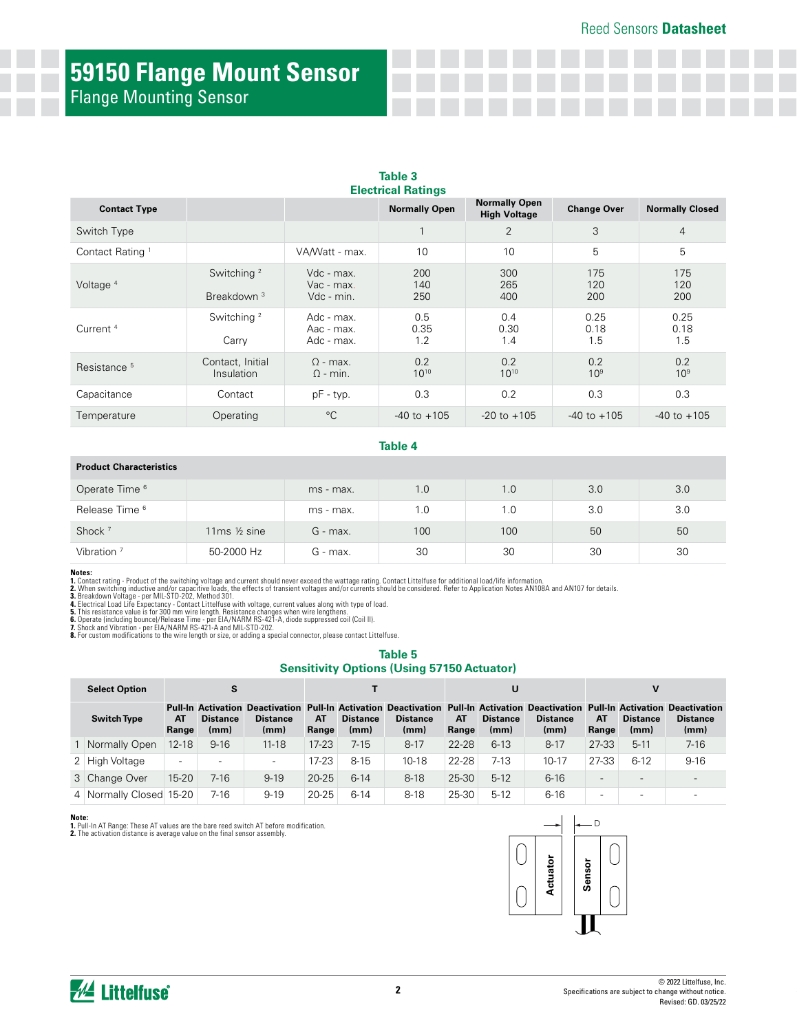# 59150 Flange Mount Sensor

Flange Mounting Sensor

**Table 3**
**Electrical Ratings**

| Contact Type | | | Normally Open | Normally Open High Voltage | Change Over | Normally Closed |
|---|---|---|---|---|---|---|
| Switch Type | | | 1 | 2 | 3 | 4 |
| Contact Rating [1] | | VA/Watt - max. | 10 | 10 | 5 | 5 |
| Voltage [4] | Switching [2] | Vdc - max.<br>Vac - max. | 200<br>140 | 300<br>265 | 175<br>120 | 175<br>120 |
| | Breakdown [3] | Vdc - min. | 250 | 400 | 200 | 200 |
| Current [4] | Switching [2] | Adc - max.<br>Aac - max. | 0.5<br>0.35 | 0.4<br>0.30 | 0.25<br>0.18 | 0.25<br>0.18 |
| | Carry | Adc - max. | 1.2 | 1.4 | 1.5 | 1.5 |
| Resistance [5] | Contact, Initial | Ω - max. | 0.2 | 0.2 | 0.2 | 0.2 |
| | Insulation | Ω - min. | $10^{10}$ | $10^{10}$ | $10^{9}$ | $10^{9}$ |
| Capacitance | Contact | pF - typ. | 0.3 | 0.2 | 0.3 | 0.3 |
| Temperature | Operating | °C | -40 to +105 | -20 to +105 | -40 to +105 | -40 to +105 |

**Table 4**

| Product Characteristics | | | | | | |
|---|---|---|---|---|---|---|
| Operate Time [6] | | ms - max. | 1.0 | 1.0 | 3.0 | 3.0 |
| Release Time [6] | | ms - max. | 1.0 | 1.0 | 3.0 | 3.0 |
| Shock [7] | 11ms ½ sine | G - max. | 100 | 100 | 50 | 50 |
| Vibration [7] | 50-2000 Hz | G - max. | 30 | 30 | 30 | 30 |

**Notes:**
1. Contact rating - Product of the switching voltage and current should never exceed the wattage rating. Contact Littelfuse for additional load/life information.
2. When switching inductive and/or capacitive loads, the effects of transient voltages and/or currents should be considered. Refer to Application Notes AN108A and AN107 for details.
3. Breakdown Voltage - per MIL-STD-202, Method 301.
4. Electrical Load Life Expectancy - Contact Littelfuse with voltage, current values along with type of load.
5. This resistance value is for 300 mm wire length. Resistance changes when wire lengthens.
6. Operate (including bounce)/Release Time - per EIA/NARM RS-421-A, diode suppressed coil (Coil II).
7. Shock and Vibration - per EIA/NARM RS-421-A and MIL-STD-202.
8. For custom modifications to the wire length or size, or adding a special connector, please contact Littelfuse.

**Table 5**
**Sensitivity Options (Using 57150 Actuator)**

| Select Option | | S | | | T | | | U | | | V | | |
|---|---|---|---|---|---|---|---|---|---|---|---|---|---|
| Switch Type | | Pull-In AT Range | Activation Distance (mm) | Deactivation Distance (mm) | Pull-In AT Range | Activation Distance (mm) | Deactivation Distance (mm) | Pull-In AT Range | Activation Distance (mm) | Deactivation Distance (mm) | Pull-In AT Range | Activation Distance (mm) | Deactivation Distance (mm) |
| 1 | Normally Open | 12-18 | 9-16 | 11-18 | 17-23 | 7-15 | 8-17 | 22-28 | 6-13 | 8-17 | 27-33 | 5-11 | 7-16 |
| 2 | High Voltage | - | - | - | 17-23 | 8-15 | 10-18 | 22-28 | 7-13 | 10-17 | 27-33 | 6-12 | 9-16 |
| 3 | Change Over | 15-20 | 7-16 | 9-19 | 20-25 | 6-14 | 8-18 | 25-30 | 5-12 | 6-16 | - | - | - |
| 4 | Normally Closed | 15-20 | 7-16 | 9-19 | 20-25 | 6-14 | 8-18 | 25-30 | 5-12 | 6-16 | - | - | - |

**Note:**
1. Pull-In AT Range: These AT values are the bare reed switch AT before modification.
2. The activation distance is average value on the final sensor assembly.

D

Actuator

Sensor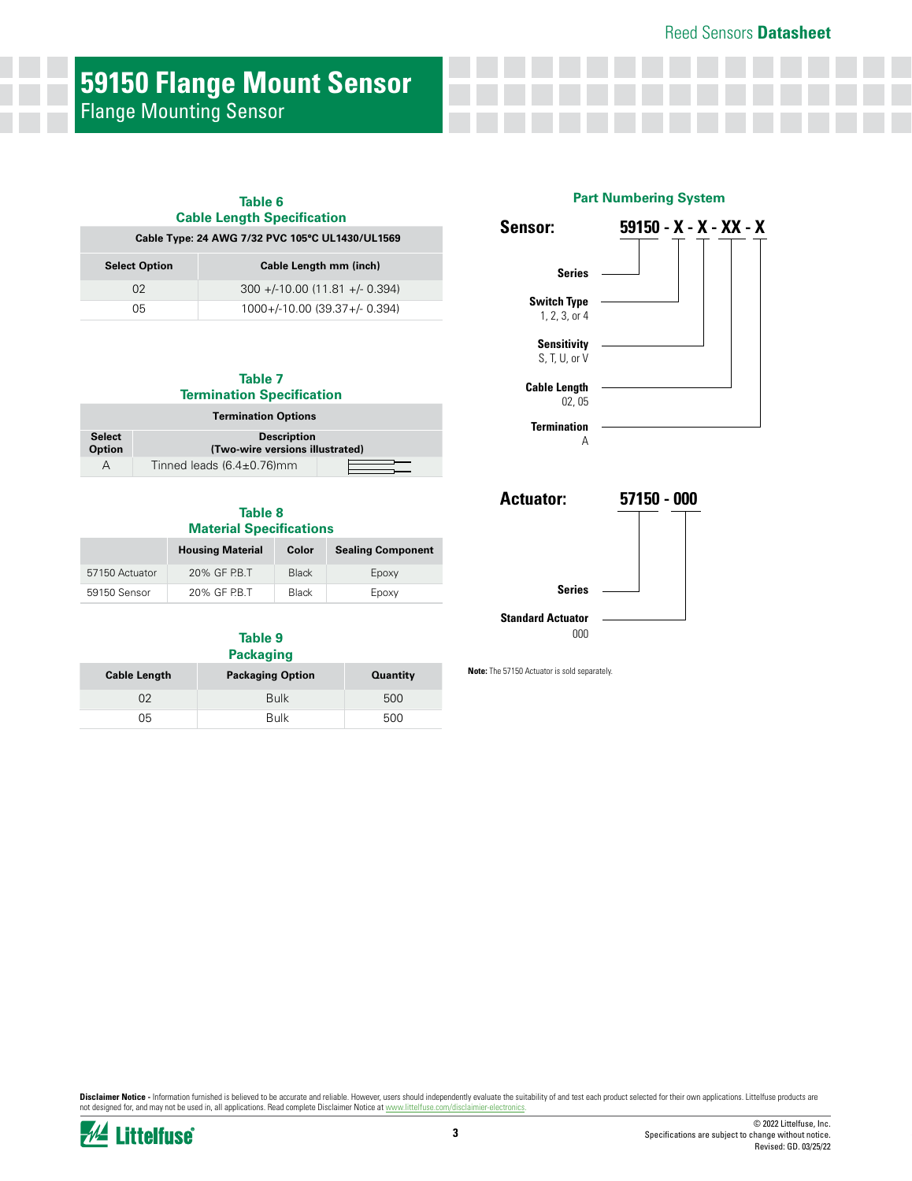# 59150 Flange Mount Sensor

Flange Mounting Sensor

### Table 6
### Cable Length Specification

| Cable Type: 24 AWG 7/32 PVC 105°C UL1430/UL1569 | |
|---|---|
| **Select Option** | **Cable Length mm (inch)** |
| 02 | 300 +/-10.00 (11.81 +/- 0.394) |
| 05 | 1000+/-10.00 (39.37+/- 0.394) |

### Table 7
### Termination Specification

| Termination Options | |
|---|---|
| **Select Option** | **Description (Two-wire versions illustrated)** |
| A | Tinned leads (6.4±0.76)mm |

### Table 8
### Material Specifications

| | Housing Material | Color | Sealing Component |
|---|---|---|---|
| 57150 Actuator | 20% GF P.B.T | Black | Epoxy |
| 59150 Sensor | 20% GF P.B.T | Black | Epoxy |

### Table 9
### Packaging

| Cable Length | Packaging Option | Quantity |
|---|---|---|
| 02 | Bulk | 500 |
| 05 | Bulk | 500 |

### Part Numbering System

**Sensor:** **59150 - X - X - XX - X**

- **Series**
- **Switch Type** – 1, 2, 3, or 4
- **Sensitivity** – S, T, U, or V
- **Cable Length** – 02, 05
- **Termination** – A

**Actuator:** **57150 - 000**

- **Series**
- **Standard Actuator** – 000

**Note:** The 57150 Actuator is sold separately.

**Disclaimer Notice -** Information furnished is believed to be accurate and reliable. However, users should independently evaluate the suitability of and test each product selected for their own applications. Littelfuse products are not designed for, and may not be used in, all applications. Read complete Disclaimer Notice at www.littelfuse.com/disclaimer-electronics.

© 2022 Littelfuse, Inc.
Specifications are subject to change without notice.
Revised: GD. 03/25/22